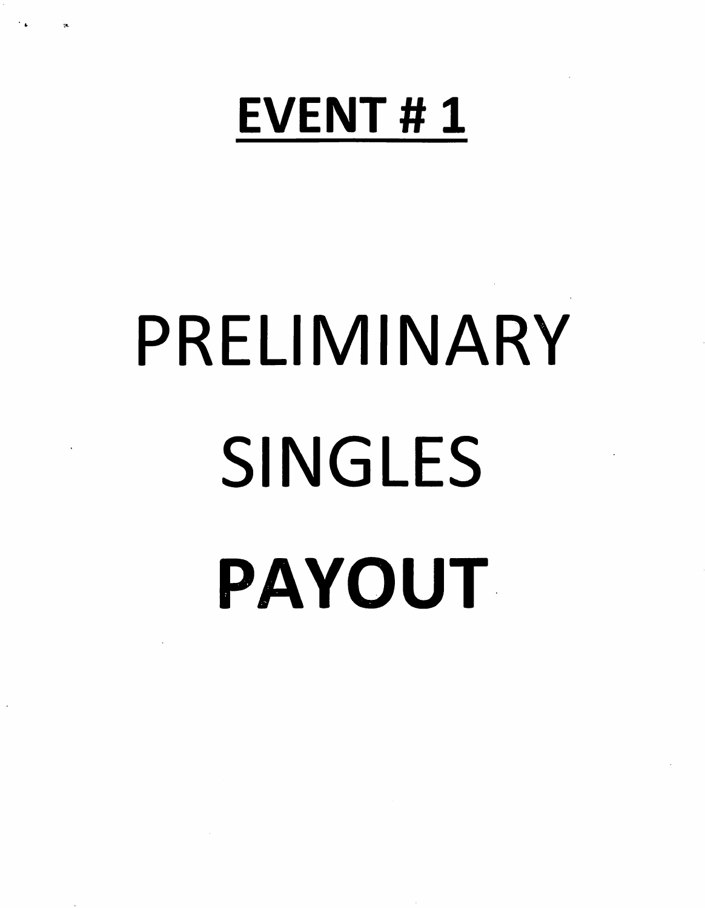# EVENT # 1

PRELIMINARY

SINGLES

**PAYOUT**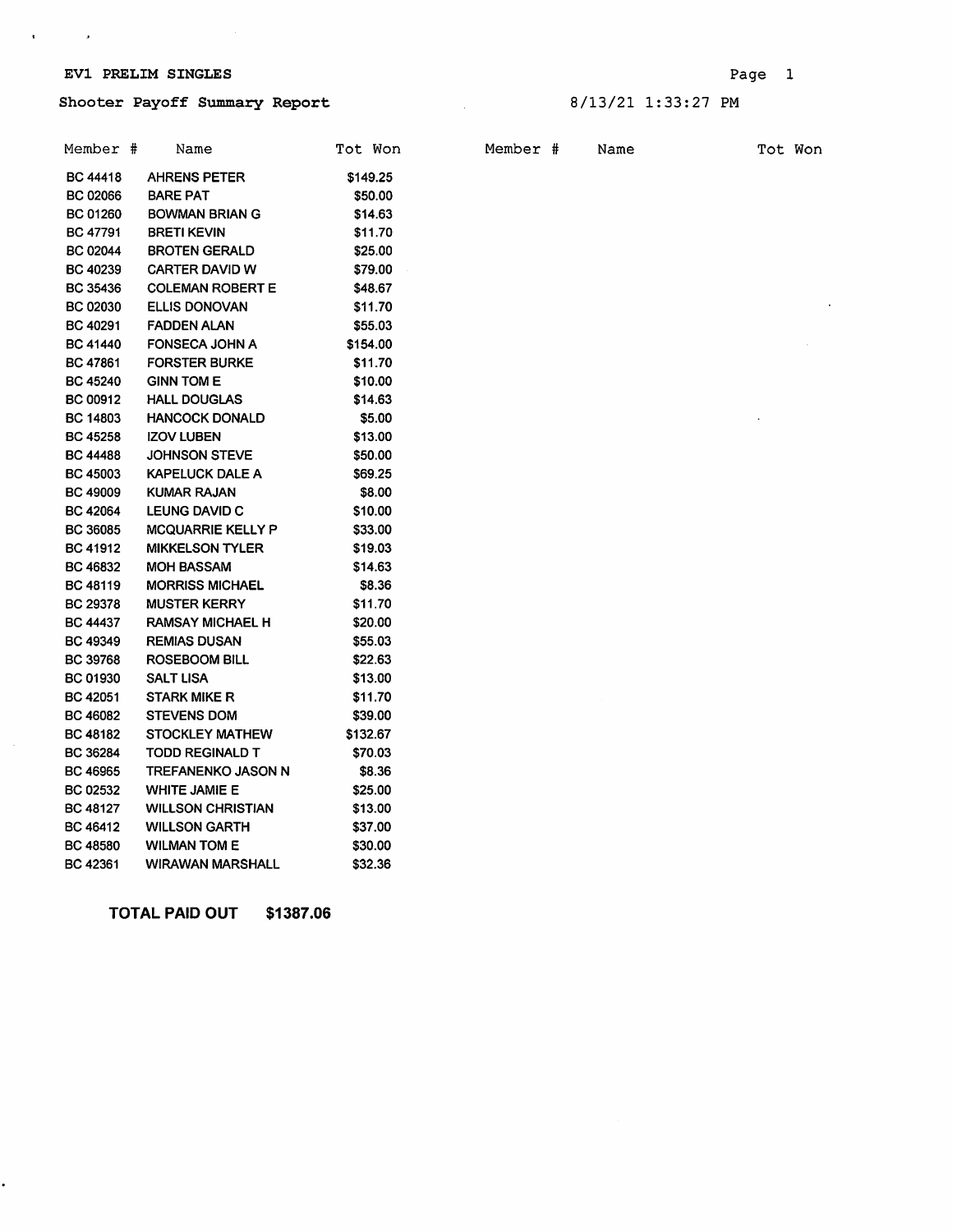EV1 PRELIM SINGLES

Shooter Payoff Summary Report

8/13/21 1:33:27 PM

| Member # | Name | Tot Won |
|---|---|---|
| BC 44418 | AHRENS PETER | $149.25 |
| BC 02066 | BARE PAT | $50.00 |
| BC 01260 | BOWMAN BRIAN G | $14.63 |
| BC 47791 | BRETI KEVIN | $11.70 |
| BC 02044 | BROTEN GERALD | $25.00 |
| BC 40239 | CARTER DAVID W | $79.00 |
| BC 35436 | COLEMAN ROBERT E | $48.67 |
| BC 02030 | ELLIS DONOVAN | $11.70 |
| BC 40291 | FADDEN ALAN | $55.03 |
| BC 41440 | FONSECA JOHN A | $154.00 |
| BC 47861 | FORSTER BURKE | $11.70 |
| BC 45240 | GINN TOM E | $10.00 |
| BC 00912 | HALL DOUGLAS | $14.63 |
| BC 14803 | HANCOCK DONALD | $5.00 |
| BC 45258 | IZOV LUBEN | $13.00 |
| BC 44488 | JOHNSON STEVE | $50.00 |
| BC 45003 | KAPELUCK DALE A | $69.25 |
| BC 49009 | KUMAR RAJAN | $8.00 |
| BC 42064 | LEUNG DAVID C | $10.00 |
| BC 36085 | MCQUARRIE KELLY P | $33.00 |
| BC 41912 | MIKKELSON TYLER | $19.03 |
| BC 46832 | MOH BASSAM | $14.63 |
| BC 48119 | MORRISS MICHAEL | $8.36 |
| BC 29378 | MUSTER KERRY | $11.70 |
| BC 44437 | RAMSAY MICHAEL H | $20.00 |
| BC 49349 | REMIAS DUSAN | $55.03 |
| BC 39768 | ROSEBOOM BILL | $22.63 |
| BC 01930 | SALT LISA | $13.00 |
| BC 42051 | STARK MIKE R | $11.70 |
| BC 46082 | STEVENS DOM | $39.00 |
| BC 48182 | STOCKLEY MATHEW | $132.67 |
| BC 36284 | TODD REGINALD T | $70.03 |
| BC 46965 | TREFANENKO JASON N | $8.36 |
| BC 02532 | WHITE JAMIE E | $25.00 |
| BC 48127 | WILLSON CHRISTIAN | $13.00 |
| BC 46412 | WILLSON GARTH | $37.00 |
| BC 48580 | WILMAN TOM E | $30.00 |
| BC 42361 | WIRAWAN MARSHALL | $32.36 |

**TOTAL PAID OUT $1387.06**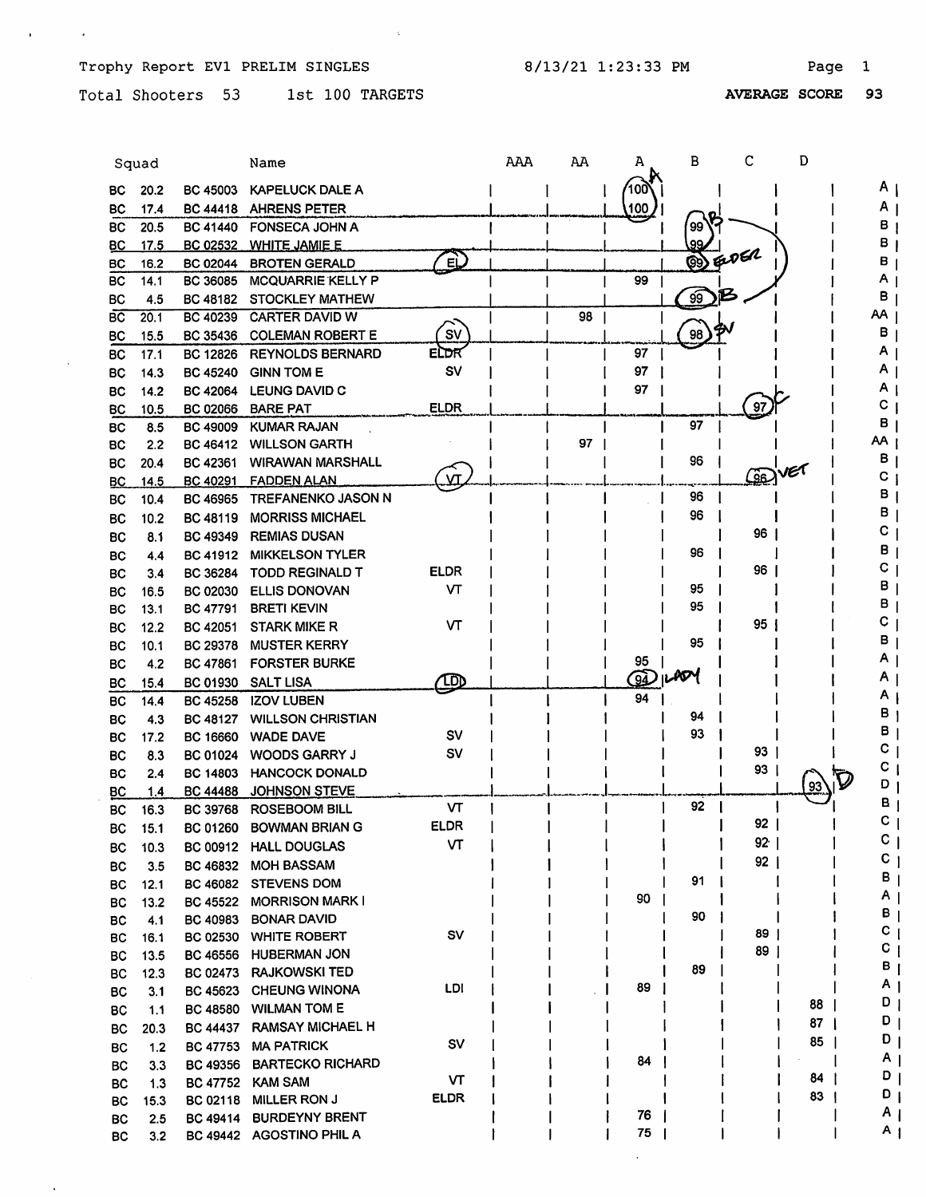Trophy Report EV1 PRELIM SINGLES 8/13/21 1:23:33 PM

Total Shooters 53 1st 100 TARGETS **AVERAGE SCORE 93**

| | Squad | | Name | | AAA | AA | A | B | C | D | |
|---|---|---|---|---|---|---|---|---|---|---|---|
| BC | 20.2 | BC 45003 | KAPELUCK DALE A | | | | 100 A | | | | A |
| BC | 17.4 | BC 44418 | AHRENS PETER | | | | 100 | | | | A |
| BC | 20.5 | BC 41440 | FONSECA JOHN A | | | | | 99 B | | | B |
| BC | 17.5 | BC 02532 | WHITE JAMIE E | | | | | 99 | | | B |
| BC | 16.2 | BC 02044 | BROTEN GERALD | EL | | | | 99 ELDER | | | B |
| BC | 14.1 | BC 36085 | MCQUARRIE KELLY P | | | | 99 | | | | A |
| BC | 4.5 | BC 48182 | STOCKLEY MATHEW | | | | | 99 B | | | B |
| BC | 20.1 | BC 40239 | CARTER DAVID W | | | 98 | | | | | AA |
| BC | 15.5 | BC 35436 | COLEMAN ROBERT E | SV | | | | 98 SV | | | B |
| BC | 17.1 | BC 12826 | REYNOLDS BERNARD | ELDR | | | 97 | | | | A |
| BC | 14.3 | BC 45240 | GINN TOM E | SV | | | 97 | | | | A |
| BC | 14.2 | BC 42064 | LEUNG DAVID C | | | | 97 | | | | A |
| BC | 10.5 | BC 02066 | BARE PAT | ELDR | | | | | 97 C | | C |
| BC | 8.5 | BC 49009 | KUMAR RAJAN | | | | | 97 | | | B |
| BC | 2.2 | BC 46412 | WILLSON GARTH | | | 97 | | | | | AA |
| BC | 20.4 | BC 42361 | WIRAWAN MARSHALL | | | | | 96 | | | B |
| BC | 14.5 | BC 40291 | FADDEN ALAN | VT | | | | | 96 VET | | C |
| BC | 10.4 | BC 46965 | TREFANENKO JASON N | | | | | 96 | | | B |
| BC | 10.2 | BC 48119 | MORRISS MICHAEL | | | | | 96 | | | B |
| BC | 8.1 | BC 49349 | REMIAS DUSAN | | | | | | 96 | | C |
| BC | 4.4 | BC 41912 | MIKKELSON TYLER | | | | | 96 | | | B |
| BC | 3.4 | BC 36284 | TODD REGINALD T | ELDR | | | | | 96 | | C |
| BC | 16.5 | BC 02030 | ELLIS DONOVAN | VT | | | | 95 | | | B |
| BC | 13.1 | BC 47791 | BRETI KEVIN | | | | | 95 | | | B |
| BC | 12.2 | BC 42051 | STARK MIKE R | VT | | | | | 95 | | C |
| BC | 10.1 | BC 29378 | MUSTER KERRY | | | | | 95 | | | B |
| BC | 4.2 | BC 47861 | FORSTER BURKE | | | | 95 | | | | A |
| BC | 15.4 | BC 01930 | SALT LISA | LDI | | | 94 LADY | | | | A |
| BC | 14.4 | BC 45258 | IZOV LUBEN | | | | 94 | | | | A |
| BC | 4.3 | BC 48127 | WILLSON CHRISTIAN | | | | | 94 | | | B |
| BC | 17.2 | BC 16660 | WADE DAVE | SV | | | | 93 | | | B |
| BC | 8.3 | BC 01024 | WOODS GARRY J | SV | | | | | 93 | | C |
| BC | 2.4 | BC 14803 | HANCOCK DONALD | | | | | | 93 | | C |
| BC | 1.4 | BC 44488 | JOHNSON STEVE | | | | | | | 93 D | D |
| BC | 16.3 | BC 39768 | ROSEBOOM BILL | VT | | | | 92 | | | B |
| BC | 15.1 | BC 01260 | BOWMAN BRIAN G | ELDR | | | | | 92 | | C |
| BC | 10.3 | BC 00912 | HALL DOUGLAS | VT | | | | | 92 | | C |
| BC | 3.5 | BC 46832 | MOH BASSAM | | | | | | 92 | | C |
| BC | 12.1 | BC 46082 | STEVENS DOM | | | | | 91 | | | B |
| BC | 13.2 | BC 45522 | MORRISON MARK I | | | | 90 | | | | A |
| BC | 4.1 | BC 40983 | BONAR DAVID | | | | | 90 | | | B |
| BC | 16.1 | BC 02530 | WHITE ROBERT | SV | | | | | 89 | | C |
| BC | 13.5 | BC 46556 | HUBERMAN JON | | | | | | 89 | | C |
| BC | 12.3 | BC 02473 | RAJKOWSKI TED | | | | | 89 | | | B |
| BC | 3.1 | BC 45623 | CHEUNG WINONA | LDI | | | 89 | | | | A |
| BC | 1.1 | BC 48580 | WILMAN TOM E | | | | | | | 88 | D |
| BC | 20.3 | BC 44437 | RAMSAY MICHAEL H | | | | | | | 87 | D |
| BC | 1.2 | BC 47753 | MA PATRICK | SV | | | | | | 85 | D |
| BC | 3.3 | BC 49356 | BARTECKO RICHARD | | | | 84 | | | | A |
| BC | 1.3 | BC 47752 | KAM SAM | VT | | | | | | 84 | D |
| BC | 15.3 | BC 02118 | MILLER RON J | ELDR | | | | | | 83 | D |
| BC | 2.5 | BC 49414 | BURDEYNY BRENT | | | | 76 | | | | A |
| BC | 3.2 | BC 49442 | AGOSTINO PHIL A | | | | 75 | | | | A |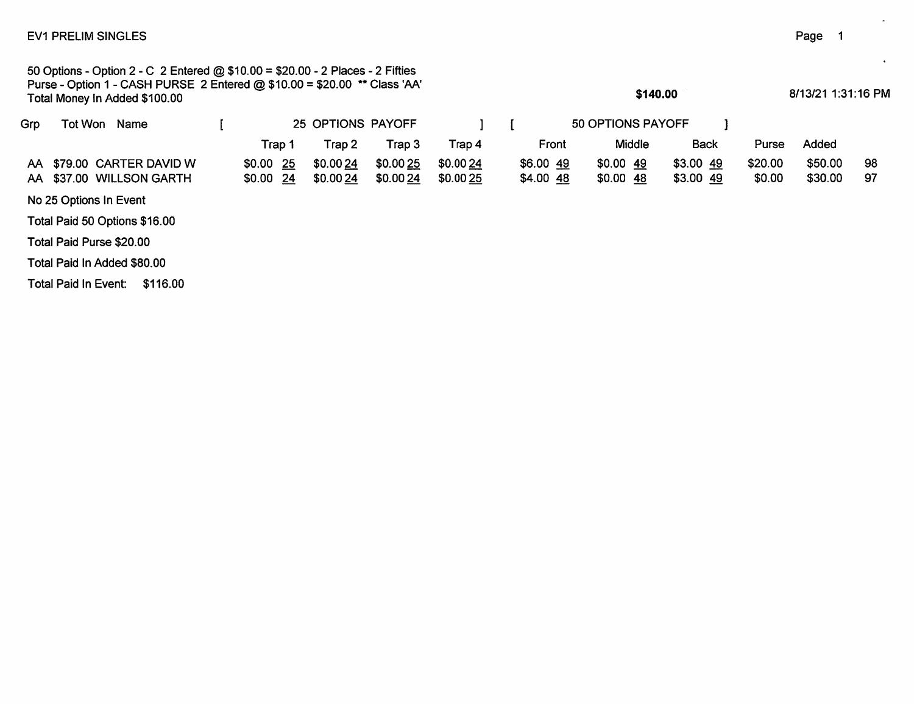EV1 PRELIM SINGLES

50 Options - Option 2 - C 2 Entered @ $10.00 = $20.00 - 2 Places - 2 Fifties
Purse - Option 1 - CASH PURSE 2 Entered @ $10.00 = $20.00 ** Class 'AA'
Total Money In Added $100.00

**$140.00**

8/13/21 1:31:16 PM

| Grp | Tot Won | Name | [ 25 OPTIONS PAYOFF ] | | | | [ 50 OPTIONS PAYOFF ] | | | | | |
|---|---|---|---|---|---|---|---|---|---|---|---|---|
| | | | Trap 1 | Trap 2 | Trap 3 | Trap 4 | Front | Middle | Back | Purse | Added | |
| AA | $79.00 | CARTER DAVID W | $0.00 25 | $0.00 24 | $0.00 25 | $0.00 24 | $6.00 49 | $0.00 49 | $3.00 49 | $20.00 | $50.00 | 98 |
| AA | $37.00 | WILLSON GARTH | $0.00 24 | $0.00 24 | $0.00 24 | $0.00 25 | $4.00 48 | $0.00 48 | $3.00 49 | $0.00 | $30.00 | 97 |

No 25 Options In Event

Total Paid 50 Options $16.00

Total Paid Purse $20.00

Total Paid In Added $80.00

Total Paid In Event: $116.00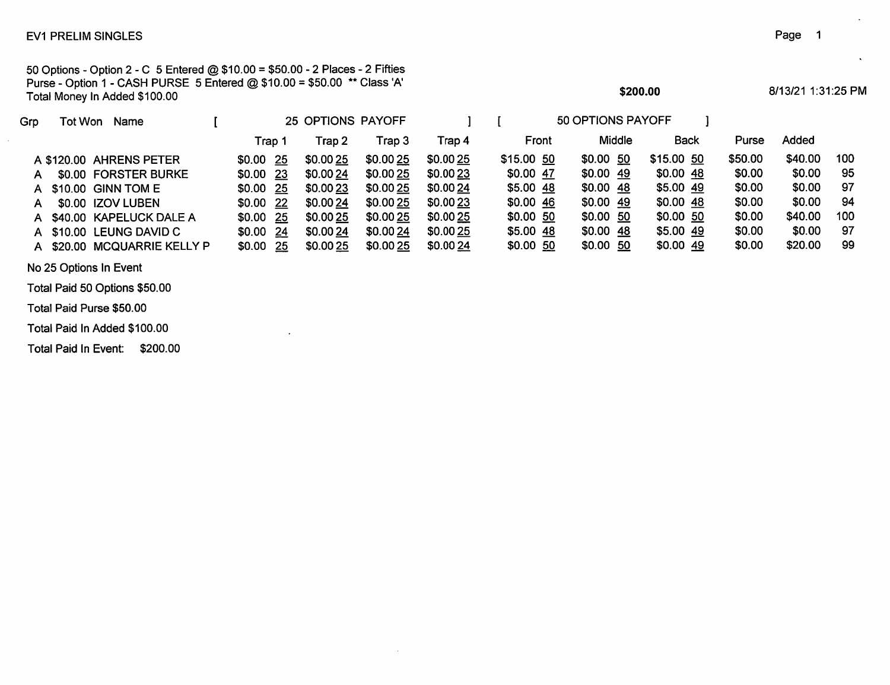EV1 PRELIM SINGLES

50 Options - Option 2 - C 5 Entered @ $10.00 = $50.00 - 2 Places - 2 Fifties
Purse - Option 1 - CASH PURSE 5 Entered @ $10.00 = $50.00 ** Class 'A'
Total Money In Added $100.00

**$200.00**

8/13/21 1:31:25 PM

| Grp | Tot Won | Name | [ 25 OPTIONS PAYOFF ] | | | | [ 50 OPTIONS PAYOFF ] | | | | | |
|---|---|---|---|---|---|---|---|---|---|---|---|---|
| | | | Trap 1 | Trap 2 | Trap 3 | Trap 4 | Front | Middle | Back | Purse | Added | |
| A | $120.00 | AHRENS PETER | $0.00 25 | $0.00 25 | $0.00 25 | $0.00 25 | $15.00 50 | $0.00 50 | $15.00 50 | $50.00 | $40.00 | 100 |
| A | $0.00 | FORSTER BURKE | $0.00 23 | $0.00 24 | $0.00 25 | $0.00 23 | $0.00 47 | $0.00 49 | $0.00 48 | $0.00 | $0.00 | 95 |
| A | $10.00 | GINN TOM E | $0.00 25 | $0.00 23 | $0.00 25 | $0.00 24 | $5.00 48 | $0.00 48 | $5.00 49 | $0.00 | $0.00 | 97 |
| A | $0.00 | IZOV LUBEN | $0.00 22 | $0.00 24 | $0.00 25 | $0.00 23 | $0.00 46 | $0.00 49 | $0.00 48 | $0.00 | $0.00 | 94 |
| A | $40.00 | KAPELUCK DALE A | $0.00 25 | $0.00 25 | $0.00 25 | $0.00 25 | $0.00 50 | $0.00 50 | $0.00 50 | $0.00 | $40.00 | 100 |
| A | $10.00 | LEUNG DAVID C | $0.00 24 | $0.00 24 | $0.00 24 | $0.00 25 | $5.00 48 | $0.00 48 | $5.00 49 | $0.00 | $0.00 | 97 |
| A | $20.00 | MCQUARRIE KELLY P | $0.00 25 | $0.00 25 | $0.00 25 | $0.00 24 | $0.00 50 | $0.00 50 | $0.00 49 | $0.00 | $20.00 | 99 |

No 25 Options In Event

Total Paid 50 Options $50.00

Total Paid Purse $50.00

Total Paid In Added $100.00

Total Paid In Event: $200.00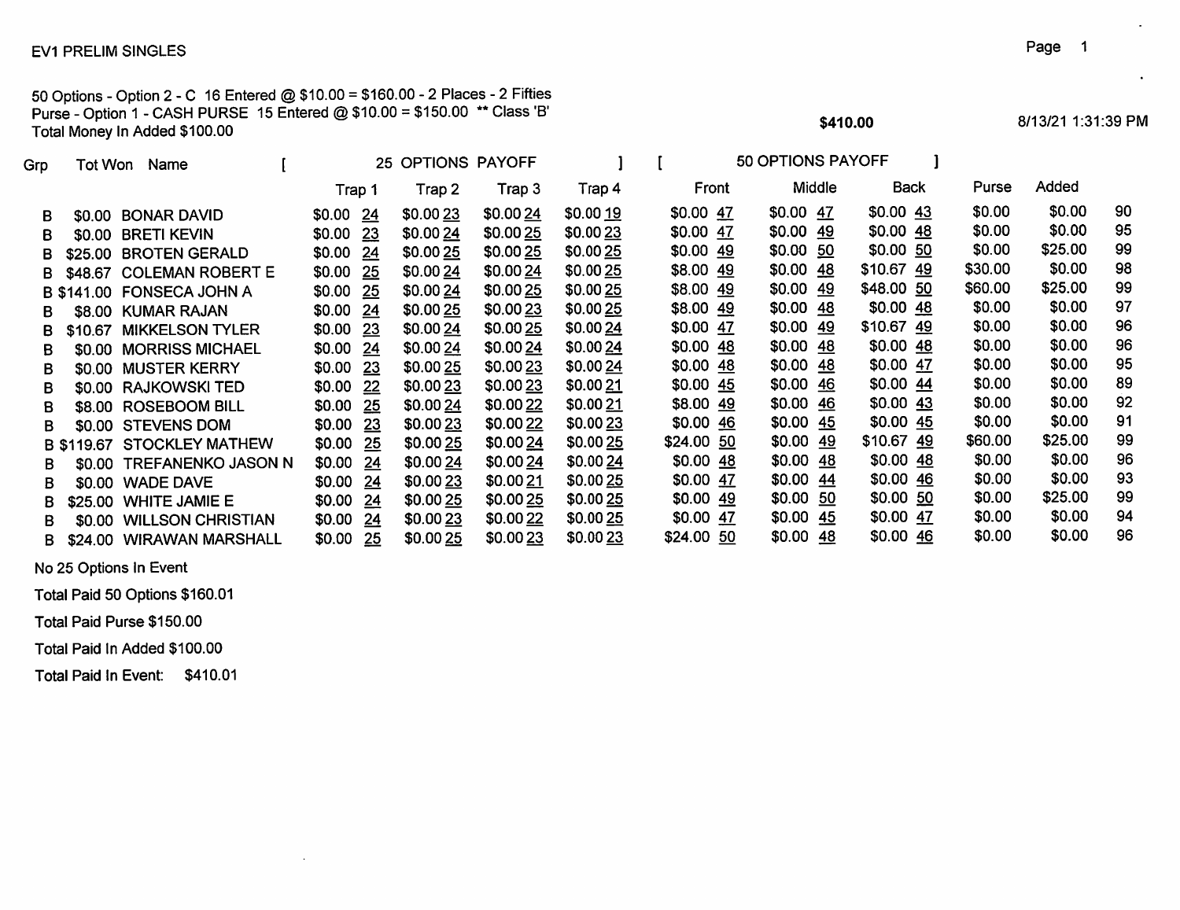EV1 PRELIM SINGLES

50 Options - Option 2 - C 16 Entered @ $10.00 = $160.00 - 2 Places - 2 Fifties
Purse - Option 1 - CASH PURSE 15 Entered @ $10.00 = $150.00 ** Class 'B'
Total Money In Added $100.00

**$410.00**

8/13/21 1:31:39 PM

| Grp | Tot Won | Name | [ 25 OPTIONS PAYOFF | | | | | | | ] | [ 50 OPTIONS PAYOFF | | | | | ] | Purse | Added | |
|---|---|---|---|---|---|---|---|---|---|---|---|---|---|---|---|---|---|---|---|
| | | | Trap 1 | | Trap 2 | | Trap 3 | | Trap 4 | | Front | | Middle | | Back | | | | |
| B | $0.00 | BONAR DAVID | $0.00 | 24 | $0.00 | 23 | $0.00 | 24 | $0.00 | 19 | $0.00 | 47 | $0.00 | 47 | $0.00 | 43 | $0.00 | $0.00 | 90 |
| B | $0.00 | BRETI KEVIN | $0.00 | 23 | $0.00 | 24 | $0.00 | 25 | $0.00 | 23 | $0.00 | 47 | $0.00 | 49 | $0.00 | 48 | $0.00 | $0.00 | 95 |
| B | $25.00 | BROTEN GERALD | $0.00 | 24 | $0.00 | 25 | $0.00 | 25 | $0.00 | 25 | $0.00 | 49 | $0.00 | 50 | $0.00 | 50 | $0.00 | $25.00 | 99 |
| B | $48.67 | COLEMAN ROBERT E | $0.00 | 25 | $0.00 | 24 | $0.00 | 24 | $0.00 | 25 | $8.00 | 49 | $0.00 | 48 | $10.67 | 49 | $30.00 | $0.00 | 98 |
| B | $141.00 | FONSECA JOHN A | $0.00 | 25 | $0.00 | 24 | $0.00 | 25 | $0.00 | 25 | $8.00 | 49 | $0.00 | 49 | $48.00 | 50 | $60.00 | $25.00 | 99 |
| B | $8.00 | KUMAR RAJAN | $0.00 | 24 | $0.00 | 25 | $0.00 | 23 | $0.00 | 25 | $8.00 | 49 | $0.00 | 48 | $0.00 | 48 | $0.00 | $0.00 | 97 |
| B | $10.67 | MIKKELSON TYLER | $0.00 | 23 | $0.00 | 24 | $0.00 | 25 | $0.00 | 24 | $0.00 | 47 | $0.00 | 49 | $10.67 | 49 | $0.00 | $0.00 | 96 |
| B | $0.00 | MORRISS MICHAEL | $0.00 | 24 | $0.00 | 24 | $0.00 | 24 | $0.00 | 24 | $0.00 | 48 | $0.00 | 48 | $0.00 | 48 | $0.00 | $0.00 | 96 |
| B | $0.00 | MUSTER KERRY | $0.00 | 23 | $0.00 | 25 | $0.00 | 23 | $0.00 | 24 | $0.00 | 48 | $0.00 | 48 | $0.00 | 47 | $0.00 | $0.00 | 95 |
| B | $0.00 | RAJKOWSKI TED | $0.00 | 22 | $0.00 | 23 | $0.00 | 23 | $0.00 | 21 | $0.00 | 45 | $0.00 | 46 | $0.00 | 44 | $0.00 | $0.00 | 89 |
| B | $8.00 | ROSEBOOM BILL | $0.00 | 25 | $0.00 | 24 | $0.00 | 22 | $0.00 | 21 | $8.00 | 49 | $0.00 | 46 | $0.00 | 43 | $0.00 | $0.00 | 92 |
| B | $0.00 | STEVENS DOM | $0.00 | 23 | $0.00 | 23 | $0.00 | 22 | $0.00 | 23 | $0.00 | 46 | $0.00 | 45 | $0.00 | 45 | $0.00 | $0.00 | 91 |
| B | $119.67 | STOCKLEY MATHEW | $0.00 | 25 | $0.00 | 25 | $0.00 | 24 | $0.00 | 25 | $24.00 | 50 | $0.00 | 49 | $10.67 | 49 | $60.00 | $25.00 | 99 |
| B | $0.00 | TREFANENKO JASON N | $0.00 | 24 | $0.00 | 24 | $0.00 | 24 | $0.00 | 24 | $0.00 | 48 | $0.00 | 48 | $0.00 | 48 | $0.00 | $0.00 | 96 |
| B | $0.00 | WADE DAVE | $0.00 | 24 | $0.00 | 23 | $0.00 | 21 | $0.00 | 25 | $0.00 | 47 | $0.00 | 44 | $0.00 | 46 | $0.00 | $0.00 | 93 |
| B | $25.00 | WHITE JAMIE E | $0.00 | 24 | $0.00 | 25 | $0.00 | 25 | $0.00 | 25 | $0.00 | 49 | $0.00 | 50 | $0.00 | 50 | $0.00 | $25.00 | 99 |
| B | $0.00 | WILLSON CHRISTIAN | $0.00 | 24 | $0.00 | 23 | $0.00 | 22 | $0.00 | 25 | $0.00 | 47 | $0.00 | 45 | $0.00 | 47 | $0.00 | $0.00 | 94 |
| B | $24.00 | WIRAWAN MARSHALL | $0.00 | 25 | $0.00 | 25 | $0.00 | 23 | $0.00 | 23 | $24.00 | 50 | $0.00 | 48 | $0.00 | 46 | $0.00 | $0.00 | 96 |

No 25 Options In Event

Total Paid 50 Options $160.01

Total Paid Purse $150.00

Total Paid In Added $100.00

Total Paid In Event: $410.01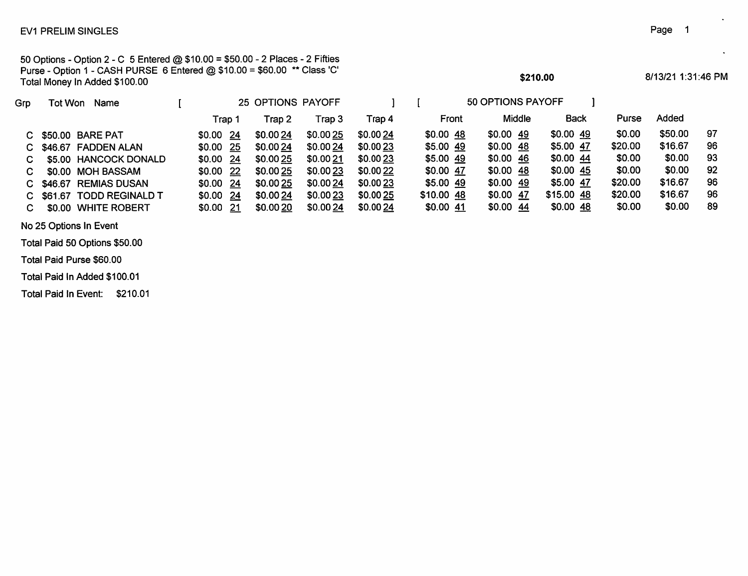EV1 PRELIM SINGLES

50 Options - Option 2 - C 5 Entered @ $10.00 = $50.00 - 2 Places - 2 Fifties
Purse - Option 1 - CASH PURSE 6 Entered @ $10.00 = $60.00 ** Class 'C'
Total Money In Added $100.00

**$210.00**

8/13/21 1:31:46 PM

| Grp | Tot Won | Name | [ 25 OPTIONS PAYOFF | | | ] | [ 50 OPTIONS PAYOFF | | ] | | | |
|---|---|---|---|---|---|---|---|---|---|---|---|---|
| | | | Trap 1 | Trap 2 | Trap 3 | Trap 4 | Front | Middle | Back | Purse | Added | |
| C | $50.00 | BARE PAT | $0.00 24 | $0.00 24 | $0.00 25 | $0.00 24 | $0.00 48 | $0.00 49 | $0.00 49 | $0.00 | $50.00 | 97 |
| C | $46.67 | FADDEN ALAN | $0.00 25 | $0.00 24 | $0.00 24 | $0.00 23 | $5.00 49 | $0.00 48 | $5.00 47 | $20.00 | $16.67 | 96 |
| C | $5.00 | HANCOCK DONALD | $0.00 24 | $0.00 25 | $0.00 21 | $0.00 23 | $5.00 49 | $0.00 46 | $0.00 44 | $0.00 | $0.00 | 93 |
| C | $0.00 | MOH BASSAM | $0.00 22 | $0.00 25 | $0.00 23 | $0.00 22 | $0.00 47 | $0.00 48 | $0.00 45 | $0.00 | $0.00 | 92 |
| C | $46.67 | REMIAS DUSAN | $0.00 24 | $0.00 25 | $0.00 24 | $0.00 23 | $5.00 49 | $0.00 49 | $5.00 47 | $20.00 | $16.67 | 96 |
| C | $61.67 | TODD REGINALD T | $0.00 24 | $0.00 24 | $0.00 23 | $0.00 25 | $10.00 48 | $0.00 47 | $15.00 48 | $20.00 | $16.67 | 96 |
| C | $0.00 | WHITE ROBERT | $0.00 21 | $0.00 20 | $0.00 24 | $0.00 24 | $0.00 41 | $0.00 44 | $0.00 48 | $0.00 | $0.00 | 89 |

No 25 Options In Event

Total Paid 50 Options $50.00

Total Paid Purse $60.00

Total Paid In Added $100.01

Total Paid In Event: $210.01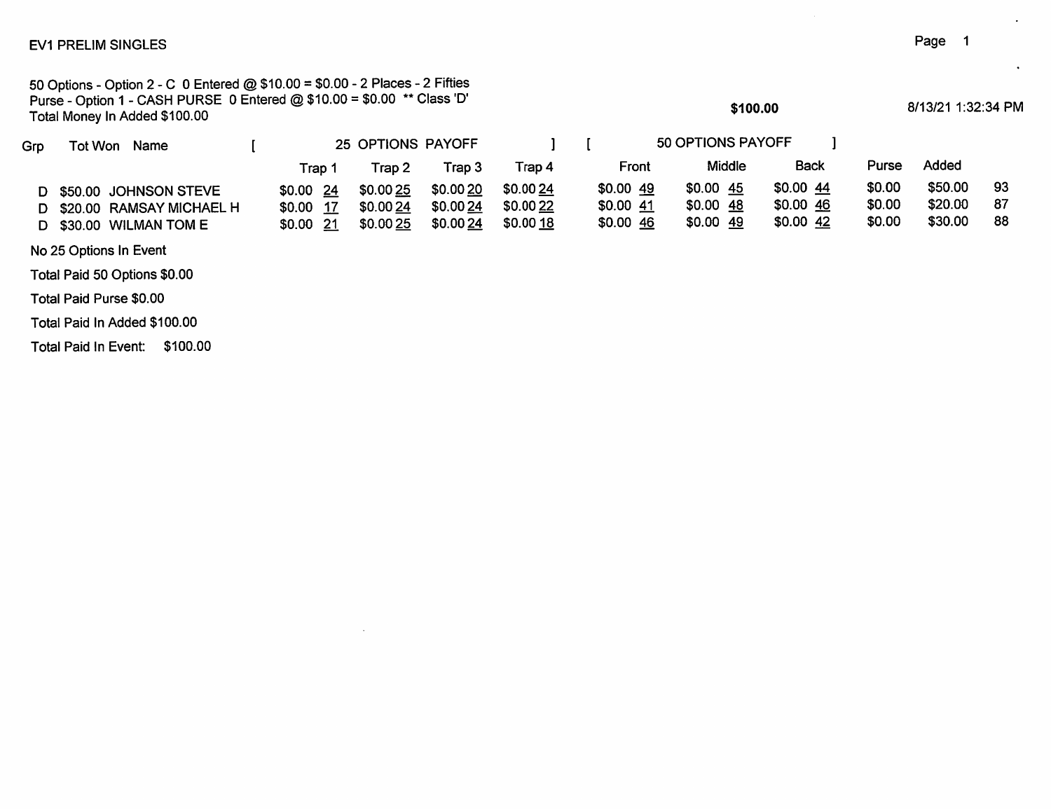EV1 PRELIM SINGLES

50 Options - Option 2 - C 0 Entered @ $10.00 = $0.00 - 2 Places - 2 Fifties
Purse - Option 1 - CASH PURSE 0 Entered @ $10.00 = $0.00 ** Class 'D'
Total Money In Added $100.00

$100.00

8/13/21 1:32:34 PM

| Grp | Tot Won | Name | [ 25 OPTIONS PAYOFF ] | | | | [ 50 OPTIONS PAYOFF ] | | | | | |
|---|---|---|---|---|---|---|---|---|---|---|---|---|
| | | | Trap 1 | Trap 2 | Trap 3 | Trap 4 | Front | Middle | Back | Purse | Added | |
| D | $50.00 | JOHNSON STEVE | $0.00 24 | $0.00 25 | $0.00 20 | $0.00 24 | $0.00 49 | $0.00 45 | $0.00 44 | $0.00 | $50.00 | 93 |
| D | $20.00 | RAMSAY MICHAEL H | $0.00 17 | $0.00 24 | $0.00 24 | $0.00 22 | $0.00 41 | $0.00 48 | $0.00 46 | $0.00 | $20.00 | 87 |
| D | $30.00 | WILMAN TOM E | $0.00 21 | $0.00 25 | $0.00 24 | $0.00 18 | $0.00 46 | $0.00 49 | $0.00 42 | $0.00 | $30.00 | 88 |

No 25 Options In Event

Total Paid 50 Options $0.00

Total Paid Purse $0.00

Total Paid In Added $100.00

Total Paid In Event: $100.00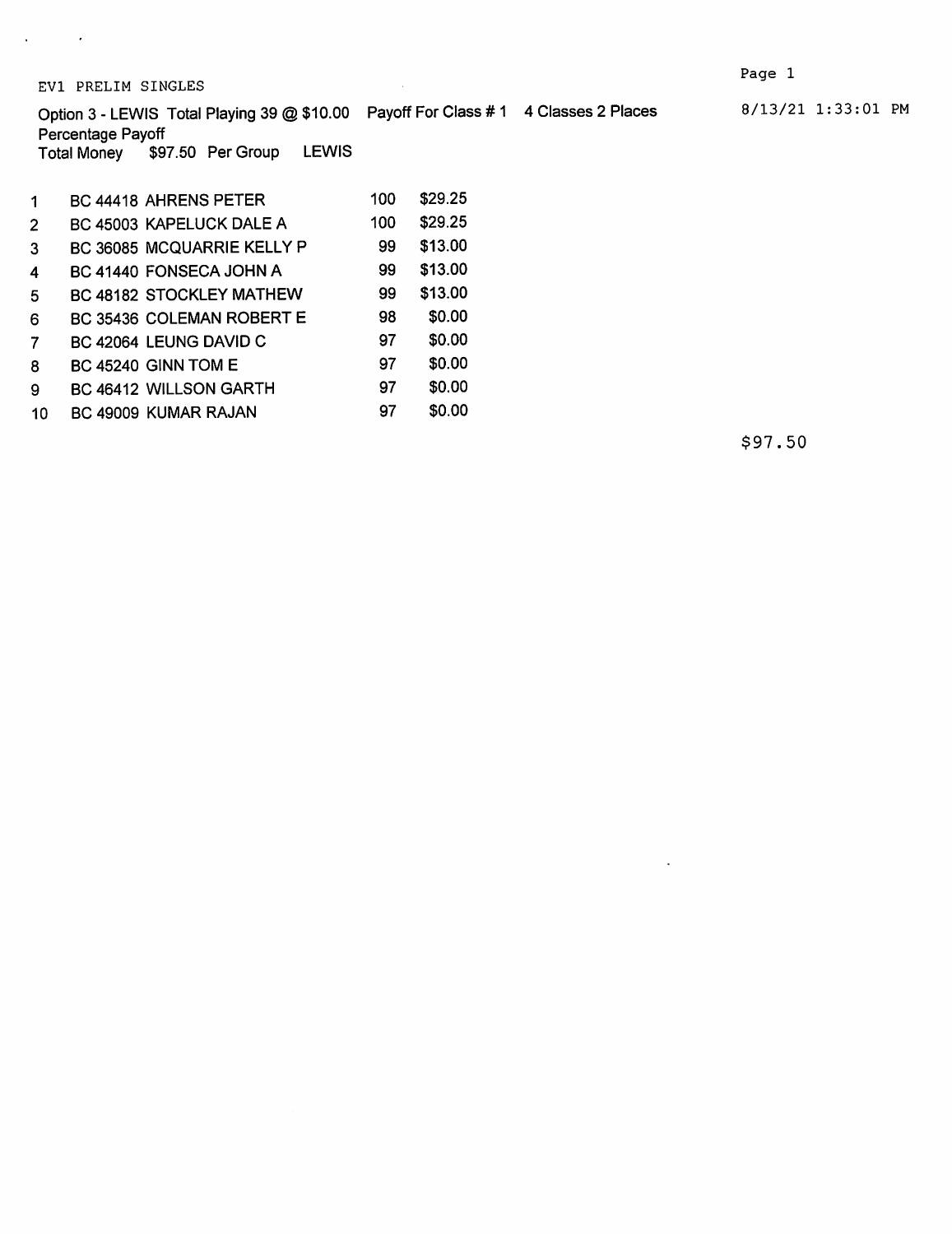EV1 PRELIM SINGLES

Option 3 - LEWIS Total Playing 39 @ $10.00   Payoff For Class # 1   4 Classes 2 Places   8/13/21 1:33:01 PM

Percentage Payoff

Total Money   $97.50 Per Group   LEWIS

| | | | |
|---|---|---|---|
| 1 | BC 44418 AHRENS PETER | 100 | $29.25 |
| 2 | BC 45003 KAPELUCK DALE A | 100 | $29.25 |
| 3 | BC 36085 MCQUARRIE KELLY P | 99 | $13.00 |
| 4 | BC 41440 FONSECA JOHN A | 99 | $13.00 |
| 5 | BC 48182 STOCKLEY MATHEW | 99 | $13.00 |
| 6 | BC 35436 COLEMAN ROBERT E | 98 | $0.00 |
| 7 | BC 42064 LEUNG DAVID C | 97 | $0.00 |
| 8 | BC 45240 GINN TOM E | 97 | $0.00 |
| 9 | BC 46412 WILLSON GARTH | 97 | $0.00 |
| 10 | BC 49009 KUMAR RAJAN | 97 | $0.00 |

$97.50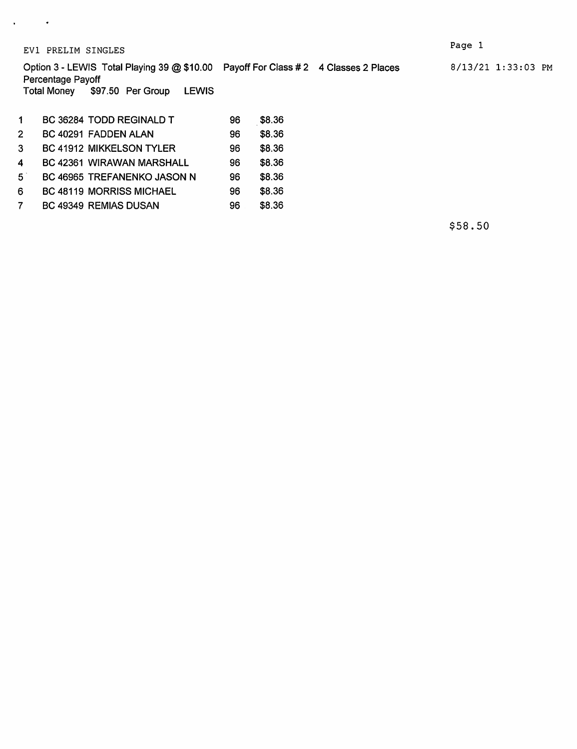EV1 PRELIM SINGLES

Option 3 - LEWIS Total Playing 39 @ $10.00 Payoff For Class # 2 4 Classes 2 Places

8/13/21 1:33:03 PM

Percentage Payoff
Total Money $97.50 Per Group LEWIS

| | | | |
|---|---|---|---|
| 1 | BC 36284 TODD REGINALD T | 96 | $8.36 |
| 2 | BC 40291 FADDEN ALAN | 96 | $8.36 |
| 3 | BC 41912 MIKKELSON TYLER | 96 | $8.36 |
| 4 | BC 42361 WIRAWAN MARSHALL | 96 | $8.36 |
| 5 | BC 46965 TREFANENKO JASON N | 96 | $8.36 |
| 6 | BC 48119 MORRISS MICHAEL | 96 | $8.36 |
| 7 | BC 49349 REMIAS DUSAN | 96 | $8.36 |

$58.50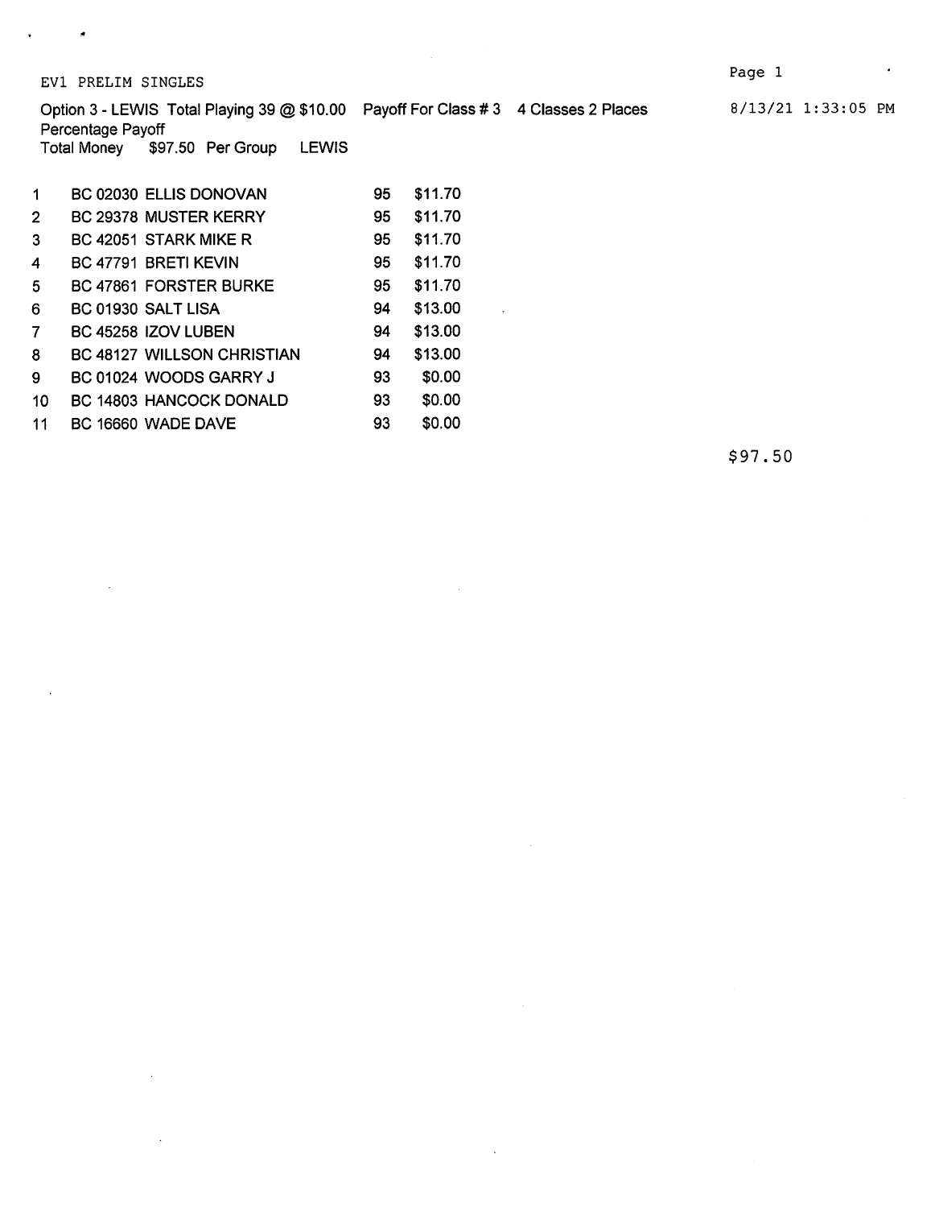EV1 PRELIM SINGLES

Option 3 - LEWIS Total Playing 39 @ $10.00 Payoff For Class # 3 4 Classes 2 Places 8/13/21 1:33:05 PM

Percentage Payoff

Total Money $97.50 Per Group LEWIS

| | | | | |
|---|---|---|---|---|
| 1 | BC 02030 | ELLIS DONOVAN | 95 | $11.70 |
| 2 | BC 29378 | MUSTER KERRY | 95 | $11.70 |
| 3 | BC 42051 | STARK MIKE R | 95 | $11.70 |
| 4 | BC 47791 | BRETI KEVIN | 95 | $11.70 |
| 5 | BC 47861 | FORSTER BURKE | 95 | $11.70 |
| 6 | BC 01930 | SALT LISA | 94 | $13.00 |
| 7 | BC 45258 | IZOV LUBEN | 94 | $13.00 |
| 8 | BC 48127 | WILLSON CHRISTIAN | 94 | $13.00 |
| 9 | BC 01024 | WOODS GARRY J | 93 | $0.00 |
| 10 | BC 14803 | HANCOCK DONALD | 93 | $0.00 |
| 11 | BC 16660 | WADE DAVE | 93 | $0.00 |

$97.50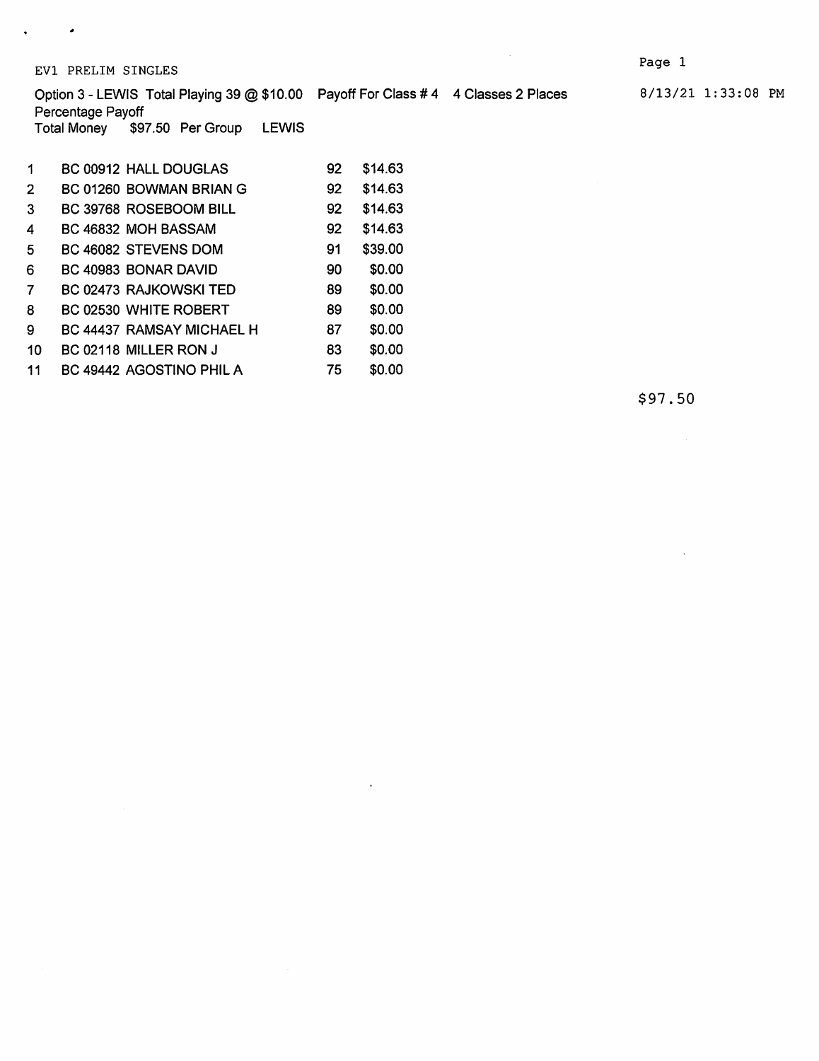EV1 PRELIM SINGLES

Option 3 - LEWIS Total Playing 39 @ $10.00 Payoff For Class # 4 4 Classes 2 Places

8/13/21 1:33:08 PM

Percentage Payoff

Total Money $97.50 Per Group LEWIS

| | | | |
|---|---|---|---|
| 1 | BC 00912 HALL DOUGLAS | 92 | $14.63 |
| 2 | BC 01260 BOWMAN BRIAN G | 92 | $14.63 |
| 3 | BC 39768 ROSEBOOM BILL | 92 | $14.63 |
| 4 | BC 46832 MOH BASSAM | 92 | $14.63 |
| 5 | BC 46082 STEVENS DOM | 91 | $39.00 |
| 6 | BC 40983 BONAR DAVID | 90 | $0.00 |
| 7 | BC 02473 RAJKOWSKI TED | 89 | $0.00 |
| 8 | BC 02530 WHITE ROBERT | 89 | $0.00 |
| 9 | BC 44437 RAMSAY MICHAEL H | 87 | $0.00 |
| 10 | BC 02118 MILLER RON J | 83 | $0.00 |
| 11 | BC 49442 AGOSTINO PHIL A | 75 | $0.00 |

$97.50